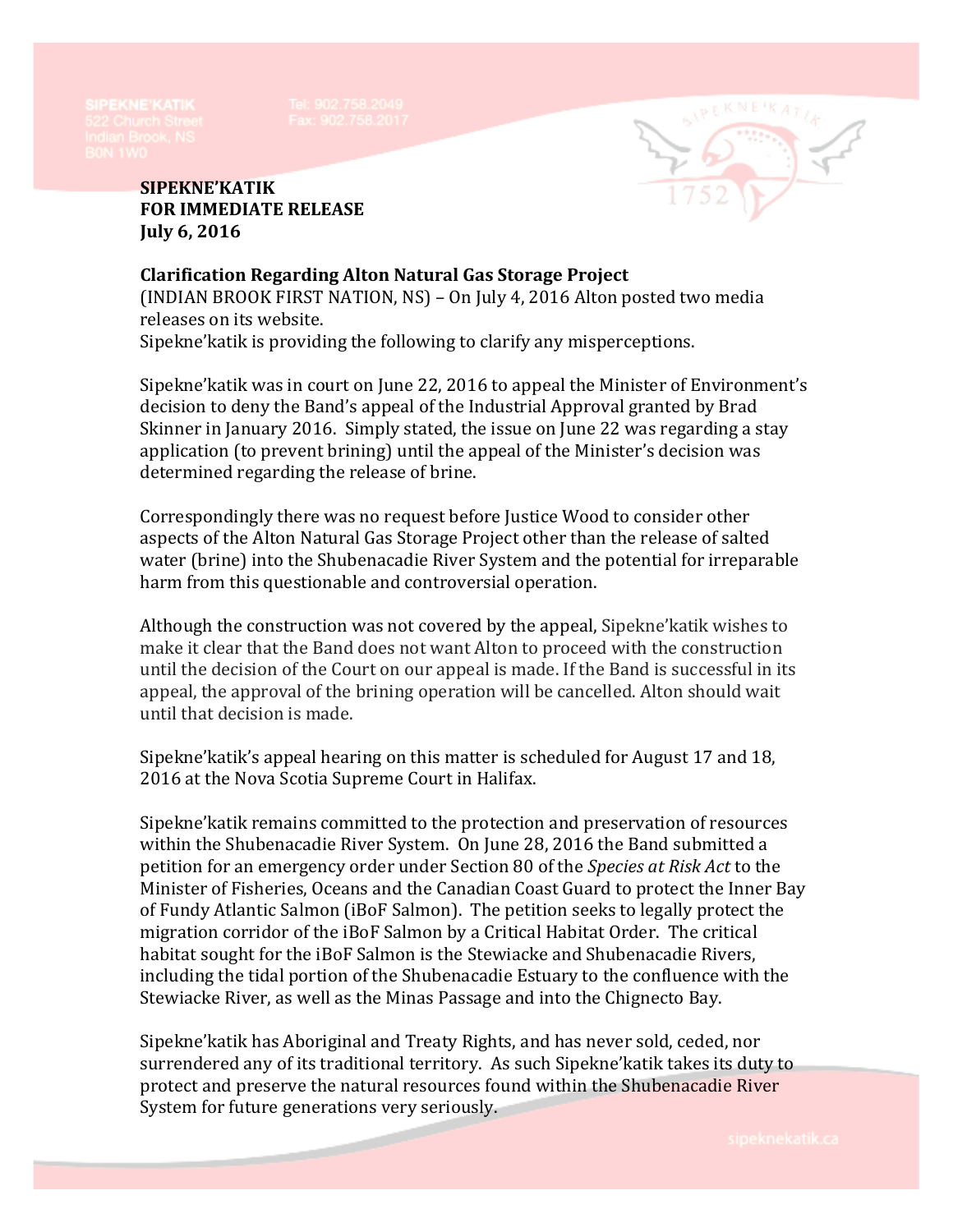SIPEKNE'KATIK
522 Church Street
Indian Brook, NS
B0N 1W0

Tel: 902.758.2049
Fax: 902.758.2017

**SIPEKNE'KATIK**
**FOR IMMEDIATE RELEASE**
**July 6, 2016**

**Clarification Regarding Alton Natural Gas Storage Project**
(INDIAN BROOK FIRST NATION, NS) – On July 4, 2016 Alton posted two media releases on its website.
Sipekne'katik is providing the following to clarify any misperceptions.

Sipekne'katik was in court on June 22, 2016 to appeal the Minister of Environment's decision to deny the Band's appeal of the Industrial Approval granted by Brad Skinner in January 2016. Simply stated, the issue on June 22 was regarding a stay application (to prevent brining) until the appeal of the Minister's decision was determined regarding the release of brine.

Correspondingly there was no request before Justice Wood to consider other aspects of the Alton Natural Gas Storage Project other than the release of salted water (brine) into the Shubenacadie River System and the potential for irreparable harm from this questionable and controversial operation.

Although the construction was not covered by the appeal, Sipekne'katik wishes to make it clear that the Band does not want Alton to proceed with the construction until the decision of the Court on our appeal is made. If the Band is successful in its appeal, the approval of the brining operation will be cancelled. Alton should wait until that decision is made.

Sipekne'katik's appeal hearing on this matter is scheduled for August 17 and 18, 2016 at the Nova Scotia Supreme Court in Halifax.

Sipekne'katik remains committed to the protection and preservation of resources within the Shubenacadie River System. On June 28, 2016 the Band submitted a petition for an emergency order under Section 80 of the *Species at Risk Act* to the Minister of Fisheries, Oceans and the Canadian Coast Guard to protect the Inner Bay of Fundy Atlantic Salmon (iBoF Salmon). The petition seeks to legally protect the migration corridor of the iBoF Salmon by a Critical Habitat Order. The critical habitat sought for the iBoF Salmon is the Stewiacke and Shubenacadie Rivers, including the tidal portion of the Shubenacadie Estuary to the confluence with the Stewiacke River, as well as the Minas Passage and into the Chignecto Bay.

Sipekne'katik has Aboriginal and Treaty Rights, and has never sold, ceded, nor surrendered any of its traditional territory. As such Sipekne'katik takes its duty to protect and preserve the natural resources found within the Shubenacadie River System for future generations very seriously.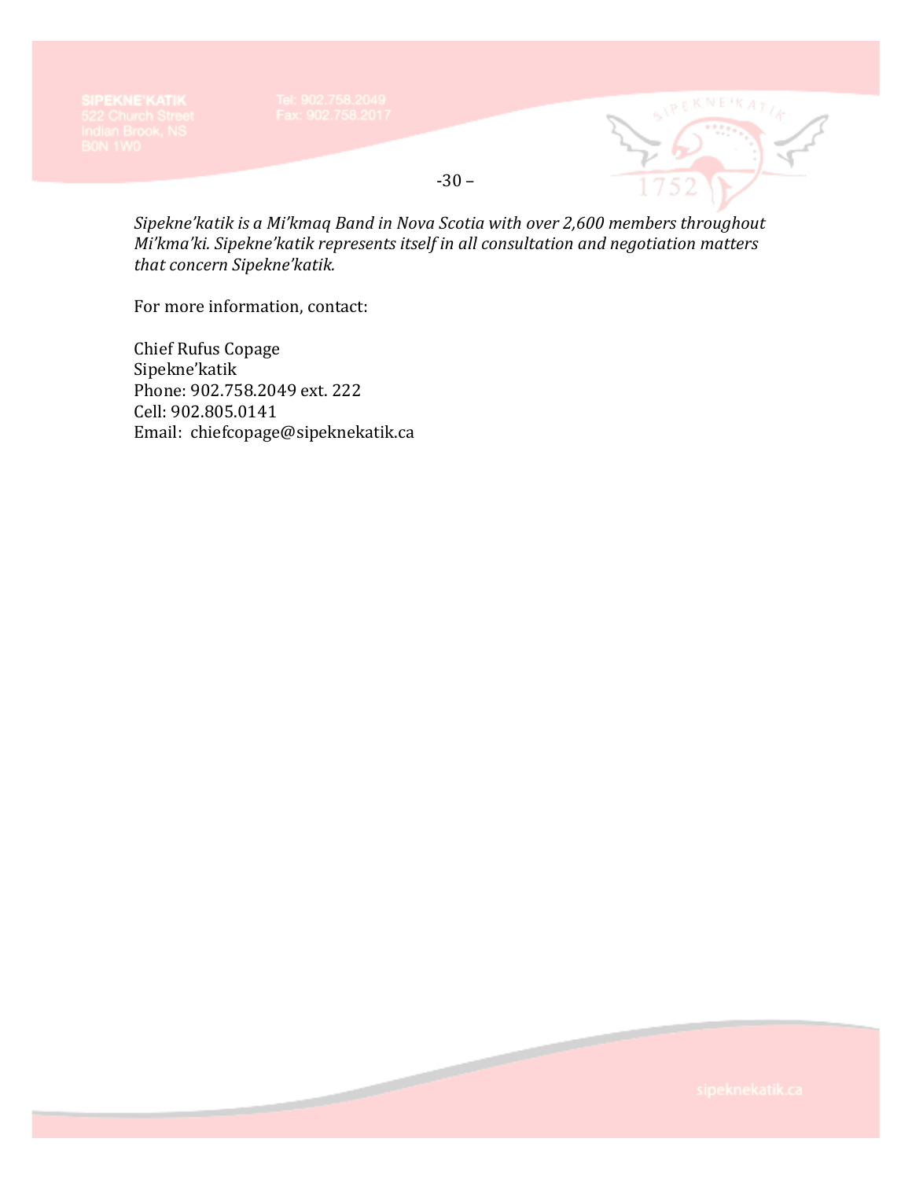-30 –

*Sipekne'katik is a Mi'kmaq Band in Nova Scotia with over 2,600 members throughout Mi'kma'ki. Sipekne'katik represents itself in all consultation and negotiation matters that concern Sipekne'katik.*

For more information, contact:

Chief Rufus Copage
Sipekne'katik
Phone: 902.758.2049 ext. 222
Cell: 902.805.0141
Email: chiefcopage@sipeknekatik.ca